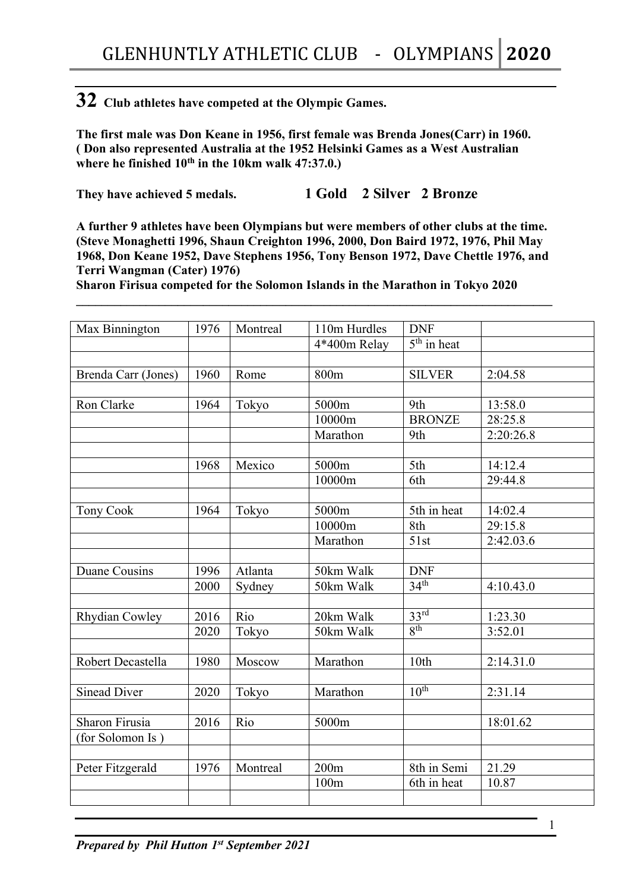# GLENHUNTLY ATHLETIC CLUB - OLYMPIANS **2020**

**32 Club athletes have competed at the Olympic Games.**

**The first male was Don Keane in 1956, first female was Brenda Jones(Carr) in 1960. ( Don also represented Australia at the 1952 Helsinki Games as a West Australian where he finished 10th in the 10km walk 47:37.0.)**

**They have achieved 5 medals. 1 Gold 2 Silver 2 Bronze**

**A further 9 athletes have been Olympians but were members of other clubs at the time. (Steve Monaghetti 1996, Shaun Creighton 1996, 2000, Don Baird 1972, 1976, Phil May 1968, Don Keane 1952, Dave Stephens 1956, Tony Benson 1972, Dave Chettle 1976, and Terri Wangman (Cater) 1976)**

**Sharon Firisua competed for the Solomon Islands in the Marathon in Tokyo 2020**

| | | | | | |
|---|---|---|---|---|---|
| Max Binnington | 1976 | Montreal | 110m Hurdles | DNF | |
| | | | 4*400m Relay | 5th in heat | |
| | | | | | |
| Brenda Carr (Jones) | 1960 | Rome | 800m | SILVER | 2:04.58 |
| | | | | | |
| Ron Clarke | 1964 | Tokyo | 5000m | 9th | 13:58.0 |
| | | | 10000m | BRONZE | 28:25.8 |
| | | | Marathon | 9th | 2:20:26.8 |
| | | | | | |
| | 1968 | Mexico | 5000m | 5th | 14:12.4 |
| | | | 10000m | 6th | 29:44.8 |
| | | | | | |
| Tony Cook | 1964 | Tokyo | 5000m | 5th in heat | 14:02.4 |
| | | | 10000m | 8th | 29:15.8 |
| | | | Marathon | 51st | 2:42.03.6 |
| | | | | | |
| Duane Cousins | 1996 | Atlanta | 50km Walk | DNF | |
| | 2000 | Sydney | 50km Walk | 34th | 4:10.43.0 |
| | | | | | |
| Rhydian Cowley | 2016 | Rio | 20km Walk | 33rd | 1:23.30 |
| | 2020 | Tokyo | 50km Walk | 8th | 3:52.01 |
| | | | | | |
| Robert Decastella | 1980 | Moscow | Marathon | 10th | 2:14.31.0 |
| | | | | | |
| Sinead Diver | 2020 | Tokyo | Marathon | 10th | 2:31.14 |
| | | | | | |
| Sharon Firusia | 2016 | Rio | 5000m | | 18:01.62 |
| (for Solomon Is ) | | | | | |
| | | | | | |
| Peter Fitzgerald | 1976 | Montreal | 200m | 8th in Semi | 21.29 |
| | | | 100m | 6th in heat | 10.87 |
| | | | | | |

*Prepared by Phil Hutton 1st September 2021*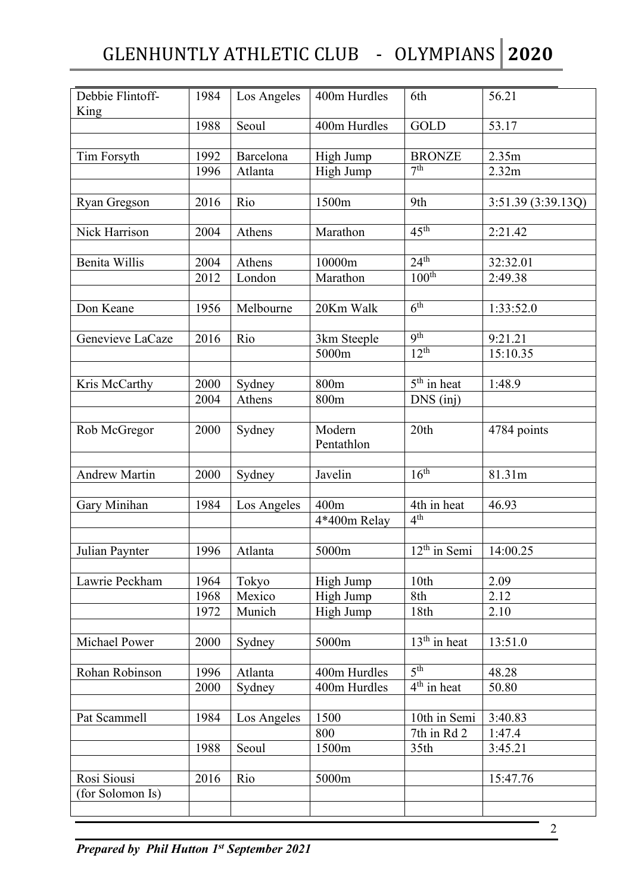| Debbie Flintoff-King | 1984 | Los Angeles | 400m Hurdles | 6th | 56.21 |
|---|---|---|---|---|---|
| | 1988 | Seoul | 400m Hurdles | GOLD | 53.17 |
| | | | | | |
| Tim Forsyth | 1992 | Barcelona | High Jump | BRONZE | 2.35m |
| | 1996 | Atlanta | High Jump | 7th | 2.32m |
| | | | | | |
| Ryan Gregson | 2016 | Rio | 1500m | 9th | 3:51.39 (3:39.13Q) |
| | | | | | |
| Nick Harrison | 2004 | Athens | Marathon | 45th | 2:21.42 |
| | | | | | |
| Benita Willis | 2004 | Athens | 10000m | 24th | 32:32.01 |
| | 2012 | London | Marathon | 100th | 2:49.38 |
| | | | | | |
| Don Keane | 1956 | Melbourne | 20Km Walk | 6th | 1:33:52.0 |
| | | | | | |
| Genevieve LaCaze | 2016 | Rio | 3km Steeple | 9th | 9:21.21 |
| | | | 5000m | 12th | 15:10.35 |
| | | | | | |
| Kris McCarthy | 2000 | Sydney | 800m | 5th in heat | 1:48.9 |
| | 2004 | Athens | 800m | DNS (inj) | |
| | | | | | |
| Rob McGregor | 2000 | Sydney | Modern Pentathlon | 20th | 4784 points |
| | | | | | |
| Andrew Martin | 2000 | Sydney | Javelin | 16th | 81.31m |
| | | | | | |
| Gary Minihan | 1984 | Los Angeles | 400m | 4th in heat | 46.93 |
| | | | 4*400m Relay | 4th | |
| | | | | | |
| Julian Paynter | 1996 | Atlanta | 5000m | 12th in Semi | 14:00.25 |
| | | | | | |
| Lawrie Peckham | 1964 | Tokyo | High Jump | 10th | 2.09 |
| | 1968 | Mexico | High Jump | 8th | 2.12 |
| | 1972 | Munich | High Jump | 18th | 2.10 |
| | | | | | |
| Michael Power | 2000 | Sydney | 5000m | 13th in heat | 13:51.0 |
| | | | | | |
| Rohan Robinson | 1996 | Atlanta | 400m Hurdles | 5th | 48.28 |
| | 2000 | Sydney | 400m Hurdles | 4th in heat | 50.80 |
| | | | | | |
| Pat Scammell | 1984 | Los Angeles | 1500 | 10th in Semi | 3:40.83 |
| | | | 800 | 7th in Rd 2 | 1:47.4 |
| | 1988 | Seoul | 1500m | 35th | 3:45.21 |
| | | | | | |
| Rosi Siousi | 2016 | Rio | 5000m | | 15:47.76 |
| (for Solomon Is) | | | | | |
| | | | | | |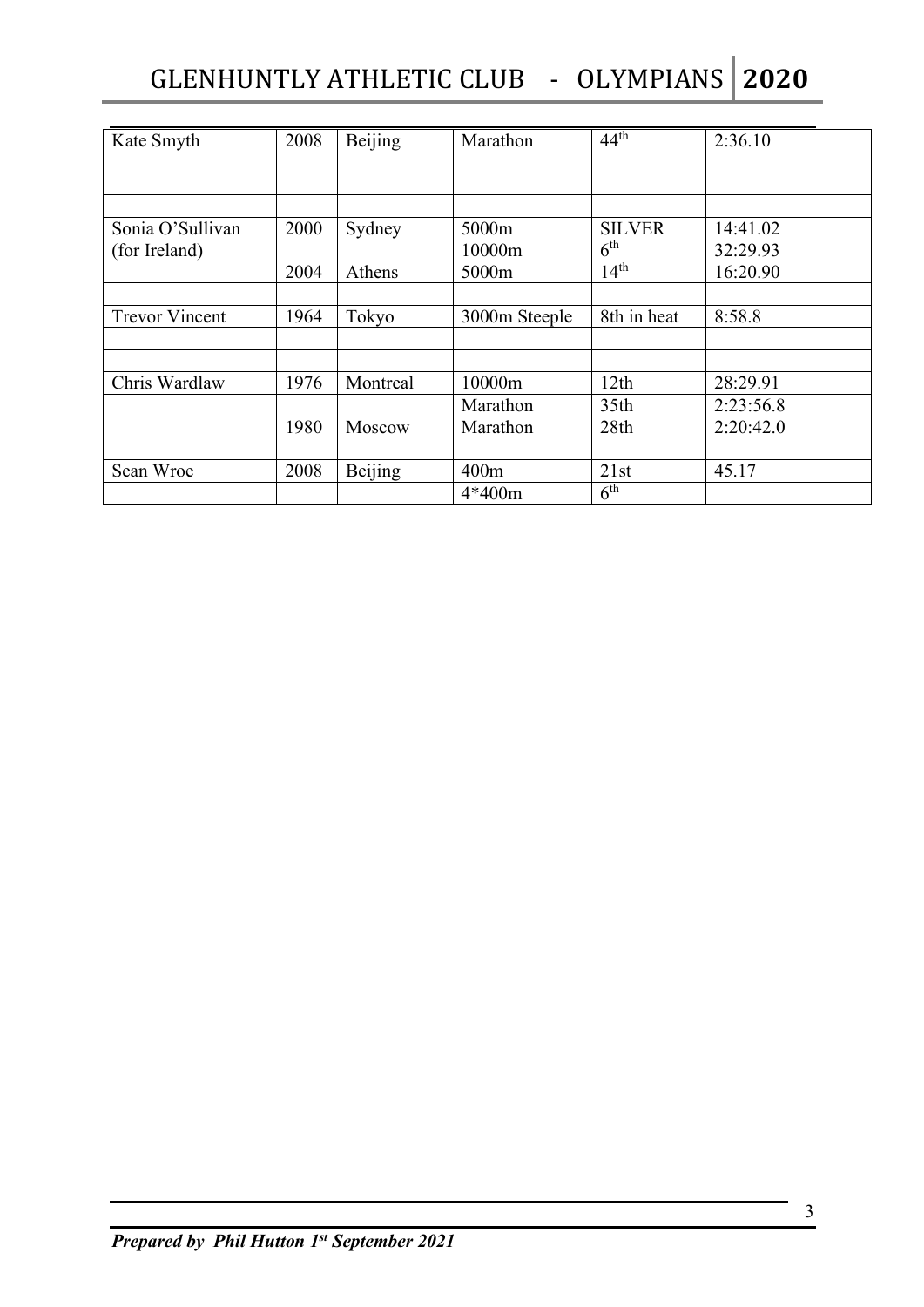| | | | | | |
|---|---|---|---|---|---|
| Kate Smyth | 2008 | Beijing | Marathon | 44th | 2:36.10 |
| | | | | | |
| | | | | | |
| Sonia O'Sullivan (for Ireland) | 2000 | Sydney | 5000m<br>10000m | SILVER<br>6th | 14:41.02<br>32:29.93 |
| | 2004 | Athens | 5000m | 14th | 16:20.90 |
| | | | | | |
| Trevor Vincent | 1964 | Tokyo | 3000m Steeple | 8th in heat | 8:58.8 |
| | | | | | |
| | | | | | |
| Chris Wardlaw | 1976 | Montreal | 10000m | 12th | 28:29.91 |
| | | | Marathon | 35th | 2:23:56.8 |
| | 1980 | Moscow | Marathon | 28th | 2:20:42.0 |
| Sean Wroe | 2008 | Beijing | 400m | 21st | 45.17 |
| | | | 4*400m | 6th | |

*Prepared by Phil Hutton 1st September 2021*